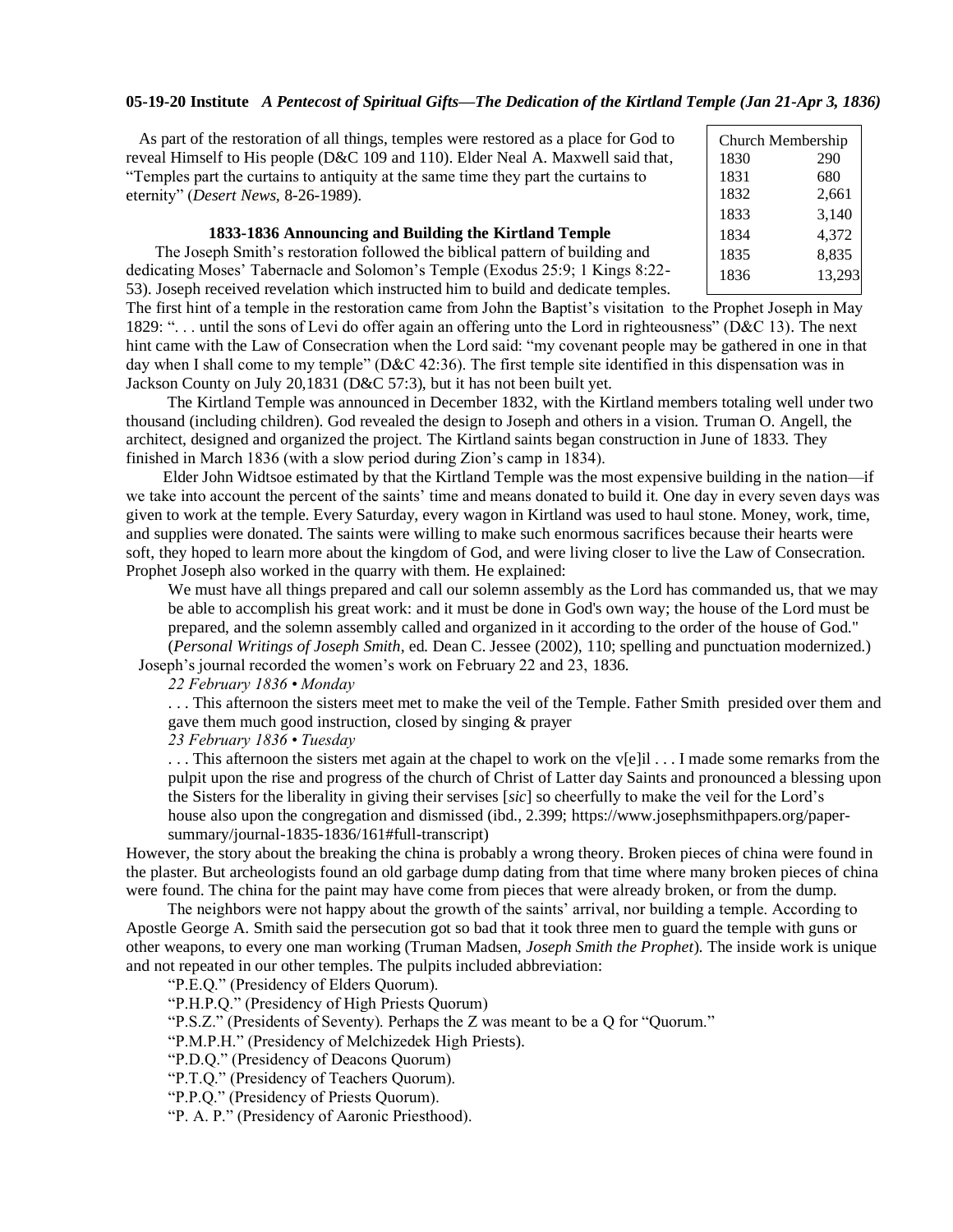**05-19-20 Institute** ***A Pentecost of Spiritual Gifts—The Dedication of the Kirtland Temple (Jan 21-Apr 3, 1836)***

| Church Membership | |
|---|---|
| 1830 | 290 |
| 1831 | 680 |
| 1832 | 2,661 |
| 1833 | 3,140 |
| 1834 | 4,372 |
| 1835 | 8,835 |
| 1836 | 13,293 |

As part of the restoration of all things, temples were restored as a place for God to reveal Himself to His people (D&C 109 and 110). Elder Neal A. Maxwell said that, "Temples part the curtains to antiquity at the same time they part the curtains to eternity" (*Desert News*, 8-26-1989).

### 1833-1836 Announcing and Building the Kirtland Temple

The Joseph Smith's restoration followed the biblical pattern of building and dedicating Moses' Tabernacle and Solomon's Temple (Exodus 25:9; 1 Kings 8:22-53). Joseph received revelation which instructed him to build and dedicate temples. The first hint of a temple in the restoration came from John the Baptist's visitation to the Prophet Joseph in May 1829: ". . . until the sons of Levi do offer again an offering unto the Lord in righteousness" (D&C 13). The next hint came with the Law of Consecration when the Lord said: "my covenant people may be gathered in one in that day when I shall come to my temple" (D&C 42:36). The first temple site identified in this dispensation was in Jackson County on July 20,1831 (D&C 57:3), but it has not been built yet.

The Kirtland Temple was announced in December 1832, with the Kirtland members totaling well under two thousand (including children). God revealed the design to Joseph and others in a vision. Truman O. Angell, the architect, designed and organized the project. The Kirtland saints began construction in June of 1833. They finished in March 1836 (with a slow period during Zion's camp in 1834).

Elder John Widtsoe estimated by that the Kirtland Temple was the most expensive building in the nation—if we take into account the percent of the saints' time and means donated to build it. One day in every seven days was given to work at the temple. Every Saturday, every wagon in Kirtland was used to haul stone. Money, work, time, and supplies were donated. The saints were willing to make such enormous sacrifices because their hearts were soft, they hoped to learn more about the kingdom of God, and were living closer to live the Law of Consecration. Prophet Joseph also worked in the quarry with them. He explained:

> We must have all things prepared and call our solemn assembly as the Lord has commanded us, that we may be able to accomplish his great work: and it must be done in God's own way; the house of the Lord must be prepared, and the solemn assembly called and organized in it according to the order of the house of God." (*Personal Writings of Joseph Smith*, ed. Dean C. Jessee (2002), 110; spelling and punctuation modernized.)

Joseph's journal recorded the women's work on February 22 and 23, 1836.

> *22 February 1836 • Monday*
>
> . . . This afternoon the sisters meet met to make the veil of the Temple. Father Smith presided over them and gave them much good instruction, closed by singing & prayer
>
> *23 February 1836 • Tuesday*
>
> . . . This afternoon the sisters met again at the chapel to work on the v[e]il . . . I made some remarks from the pulpit upon the rise and progress of the church of Christ of Latter day Saints and pronounced a blessing upon the Sisters for the liberality in giving their servises [*sic*] so cheerfully to make the veil for the Lord's house also upon the congregation and dismissed (ibd., 2.399; https://www.josephsmithpapers.org/paper-summary/journal-1835-1836/161#full-transcript)

However, the story about the breaking the china is probably a wrong theory. Broken pieces of china were found in the plaster. But archeologists found an old garbage dump dating from that time where many broken pieces of china were found. The china for the paint may have come from pieces that were already broken, or from the dump.

The neighbors were not happy about the growth of the saints' arrival, nor building a temple. According to Apostle George A. Smith said the persecution got so bad that it took three men to guard the temple with guns or other weapons, to every one man working (Truman Madsen, *Joseph Smith the Prophet*). The inside work is unique and not repeated in our other temples. The pulpits included abbreviation:

"P.E.Q." (Presidency of Elders Quorum).

"P.H.P.Q." (Presidency of High Priests Quorum)

"P.S.Z." (Presidents of Seventy). Perhaps the Z was meant to be a Q for "Quorum."

"P.M.P.H." (Presidency of Melchizedek High Priests).

"P.D.Q." (Presidency of Deacons Quorum)

"P.T.Q." (Presidency of Teachers Quorum).

"P.P.Q." (Presidency of Priests Quorum).

"P. A. P." (Presidency of Aaronic Priesthood).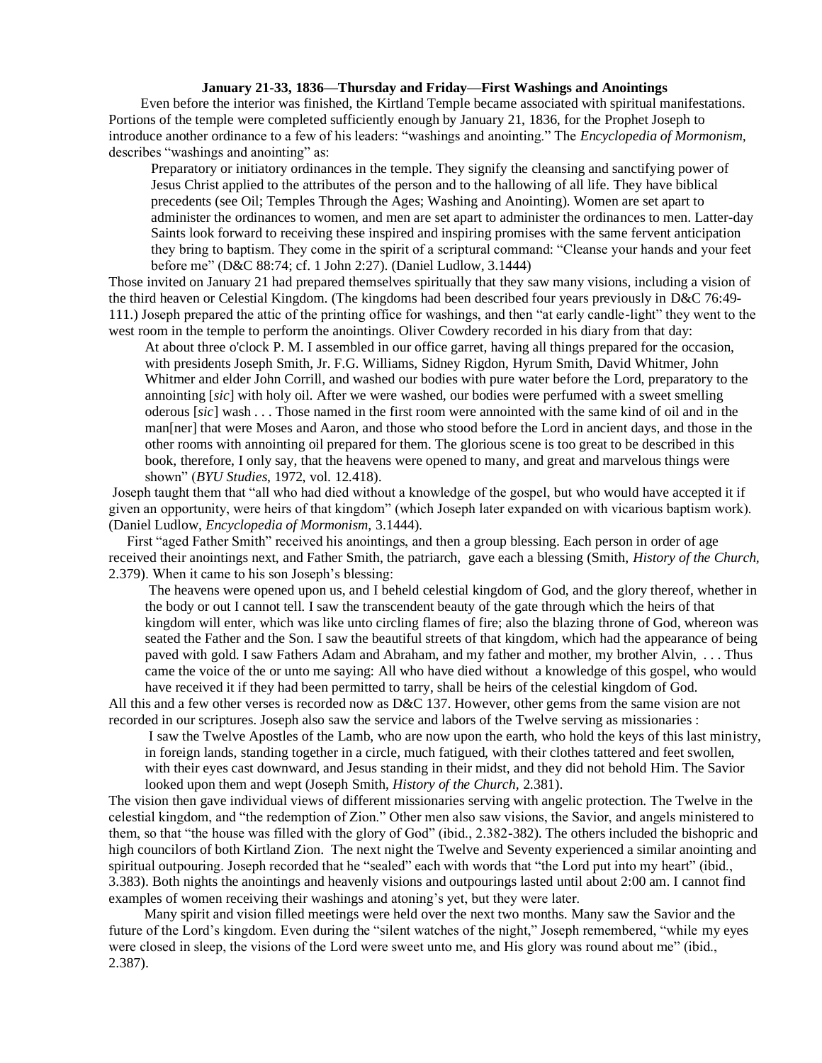**January 21-33, 1836—Thursday and Friday—First Washings and Anointings**

Even before the interior was finished, the Kirtland Temple became associated with spiritual manifestations. Portions of the temple were completed sufficiently enough by January 21, 1836, for the Prophet Joseph to introduce another ordinance to a few of his leaders: "washings and anointing." The *Encyclopedia of Mormonism*, describes "washings and anointing" as:

> Preparatory or initiatory ordinances in the temple. They signify the cleansing and sanctifying power of Jesus Christ applied to the attributes of the person and to the hallowing of all life. They have biblical precedents (see Oil; Temples Through the Ages; Washing and Anointing). Women are set apart to administer the ordinances to women, and men are set apart to administer the ordinances to men. Latter-day Saints look forward to receiving these inspired and inspiring promises with the same fervent anticipation they bring to baptism. They come in the spirit of a scriptural command: "Cleanse your hands and your feet before me" (D&C 88:74; cf. 1 John 2:27). (Daniel Ludlow, 3.1444)

Those invited on January 21 had prepared themselves spiritually that they saw many visions, including a vision of the third heaven or Celestial Kingdom. (The kingdoms had been described four years previously in D&C 76:49-111.) Joseph prepared the attic of the printing office for washings, and then "at early candle-light" they went to the west room in the temple to perform the anointings. Oliver Cowdery recorded in his diary from that day:

> At about three o'clock P. M. I assembled in our office garret, having all things prepared for the occasion, with presidents Joseph Smith, Jr. F.G. Williams, Sidney Rigdon, Hyrum Smith, David Whitmer, John Whitmer and elder John Corrill, and washed our bodies with pure water before the Lord, preparatory to the annointing [*sic*] with holy oil. After we were washed, our bodies were perfumed with a sweet smelling oderous [*sic*] wash . . . Those named in the first room were annointed with the same kind of oil and in the man[ner] that were Moses and Aaron, and those who stood before the Lord in ancient days, and those in the other rooms with annointing oil prepared for them. The glorious scene is too great to be described in this book, therefore, I only say, that the heavens were opened to many, and great and marvelous things were shown" (*BYU Studies*, 1972, vol. 12.418).

Joseph taught them that "all who had died without a knowledge of the gospel, but who would have accepted it if given an opportunity, were heirs of that kingdom" (which Joseph later expanded on with vicarious baptism work). (Daniel Ludlow, *Encyclopedia of Mormonism*, 3.1444).

First "aged Father Smith" received his anointings, and then a group blessing. Each person in order of age received their anointings next, and Father Smith, the patriarch, gave each a blessing (Smith, *History of the Church*, 2.379). When it came to his son Joseph's blessing:

> The heavens were opened upon us, and I beheld celestial kingdom of God, and the glory thereof, whether in the body or out I cannot tell. I saw the transcendent beauty of the gate through which the heirs of that kingdom will enter, which was like unto circling flames of fire; also the blazing throne of God, whereon was seated the Father and the Son. I saw the beautiful streets of that kingdom, which had the appearance of being paved with gold. I saw Fathers Adam and Abraham, and my father and mother, my brother Alvin, . . . Thus came the voice of the or unto me saying: All who have died without a knowledge of this gospel, who would have received it if they had been permitted to tarry, shall be heirs of the celestial kingdom of God.

All this and a few other verses is recorded now as D&C 137. However, other gems from the same vision are not recorded in our scriptures. Joseph also saw the service and labors of the Twelve serving as missionaries :

> I saw the Twelve Apostles of the Lamb, who are now upon the earth, who hold the keys of this last ministry, in foreign lands, standing together in a circle, much fatigued, with their clothes tattered and feet swollen, with their eyes cast downward, and Jesus standing in their midst, and they did not behold Him. The Savior looked upon them and wept (Joseph Smith, *History of the Church,* 2.381).

The vision then gave individual views of different missionaries serving with angelic protection. The Twelve in the celestial kingdom, and "the redemption of Zion." Other men also saw visions, the Savior, and angels ministered to them, so that "the house was filled with the glory of God" (ibid., 2.382-382). The others included the bishopric and high councilors of both Kirtland Zion. The next night the Twelve and Seventy experienced a similar anointing and spiritual outpouring. Joseph recorded that he "sealed" each with words that "the Lord put into my heart" (ibid., 3.383). Both nights the anointings and heavenly visions and outpourings lasted until about 2:00 am. I cannot find examples of women receiving their washings and atoning's yet, but they were later.

Many spirit and vision filled meetings were held over the next two months. Many saw the Savior and the future of the Lord's kingdom. Even during the "silent watches of the night," Joseph remembered, "while my eyes were closed in sleep, the visions of the Lord were sweet unto me, and His glory was round about me" (ibid., 2.387).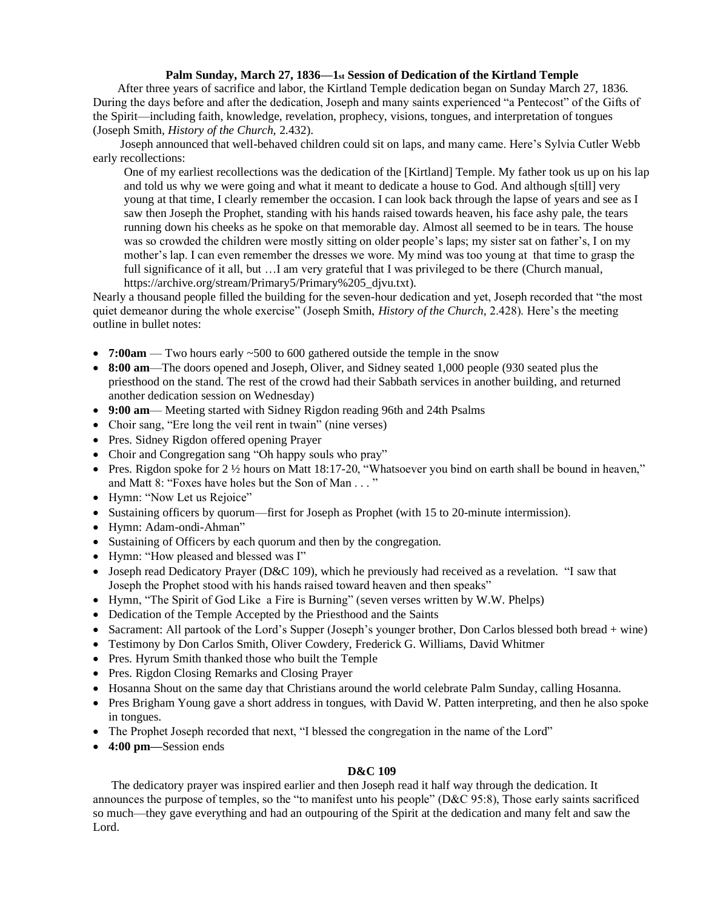**Palm Sunday, March 27, 1836—1st Session of Dedication of the Kirtland Temple**

After three years of sacrifice and labor, the Kirtland Temple dedication began on Sunday March 27, 1836. During the days before and after the dedication, Joseph and many saints experienced "a Pentecost" of the Gifts of the Spirit—including faith, knowledge, revelation, prophecy, visions, tongues, and interpretation of tongues (Joseph Smith, *History of the Church,* 2.432).

Joseph announced that well-behaved children could sit on laps, and many came. Here's Sylvia Cutler Webb early recollections:

> One of my earliest recollections was the dedication of the [Kirtland] Temple. My father took us up on his lap and told us why we were going and what it meant to dedicate a house to God. And although s[till] very young at that time, I clearly remember the occasion. I can look back through the lapse of years and see as I saw then Joseph the Prophet, standing with his hands raised towards heaven, his face ashy pale, the tears running down his cheeks as he spoke on that memorable day. Almost all seemed to be in tears. The house was so crowded the children were mostly sitting on older people's laps; my sister sat on father's, I on my mother's lap. I can even remember the dresses we wore. My mind was too young at that time to grasp the full significance of it all, but …I am very grateful that I was privileged to be there (Church manual, https://archive.org/stream/Primary5/Primary%205_djvu.txt).

Nearly a thousand people filled the building for the seven-hour dedication and yet, Joseph recorded that "the most quiet demeanor during the whole exercise" (Joseph Smith, *History of the Church,* 2.428). Here's the meeting outline in bullet notes:

- **7:00am** — Two hours early ~500 to 600 gathered outside the temple in the snow
- **8:00 am**—The doors opened and Joseph, Oliver, and Sidney seated 1,000 people (930 seated plus the priesthood on the stand. The rest of the crowd had their Sabbath services in another building, and returned another dedication session on Wednesday)
- **9:00 am**— Meeting started with Sidney Rigdon reading 96th and 24th Psalms
- Choir sang, "Ere long the veil rent in twain" (nine verses)
- Pres. Sidney Rigdon offered opening Prayer
- Choir and Congregation sang "Oh happy souls who pray"
- Pres. Rigdon spoke for 2 ½ hours on Matt 18:17-20, "Whatsoever you bind on earth shall be bound in heaven," and Matt 8: "Foxes have holes but the Son of Man . . . "
- Hymn: "Now Let us Rejoice"
- Sustaining officers by quorum—first for Joseph as Prophet (with 15 to 20-minute intermission).
- Hymn: Adam-ondi-Ahman"
- Sustaining of Officers by each quorum and then by the congregation.
- Hymn: "How pleased and blessed was I"
- Joseph read Dedicatory Prayer (D&C 109), which he previously had received as a revelation. "I saw that Joseph the Prophet stood with his hands raised toward heaven and then speaks"
- Hymn, "The Spirit of God Like a Fire is Burning" (seven verses written by W.W. Phelps)
- Dedication of the Temple Accepted by the Priesthood and the Saints
- Sacrament: All partook of the Lord's Supper (Joseph's younger brother, Don Carlos blessed both bread + wine)
- Testimony by Don Carlos Smith, Oliver Cowdery, Frederick G. Williams, David Whitmer
- Pres. Hyrum Smith thanked those who built the Temple
- Pres. Rigdon Closing Remarks and Closing Prayer
- Hosanna Shout on the same day that Christians around the world celebrate Palm Sunday, calling Hosanna.
- Pres Brigham Young gave a short address in tongues, with David W. Patten interpreting, and then he also spoke in tongues.
- The Prophet Joseph recorded that next, "I blessed the congregation in the name of the Lord"
- **4:00 pm—**Session ends

**D&C 109**

The dedicatory prayer was inspired earlier and then Joseph read it half way through the dedication. It announces the purpose of temples, so the "to manifest unto his people" (D&C 95:8), Those early saints sacrificed so much—they gave everything and had an outpouring of the Spirit at the dedication and many felt and saw the Lord.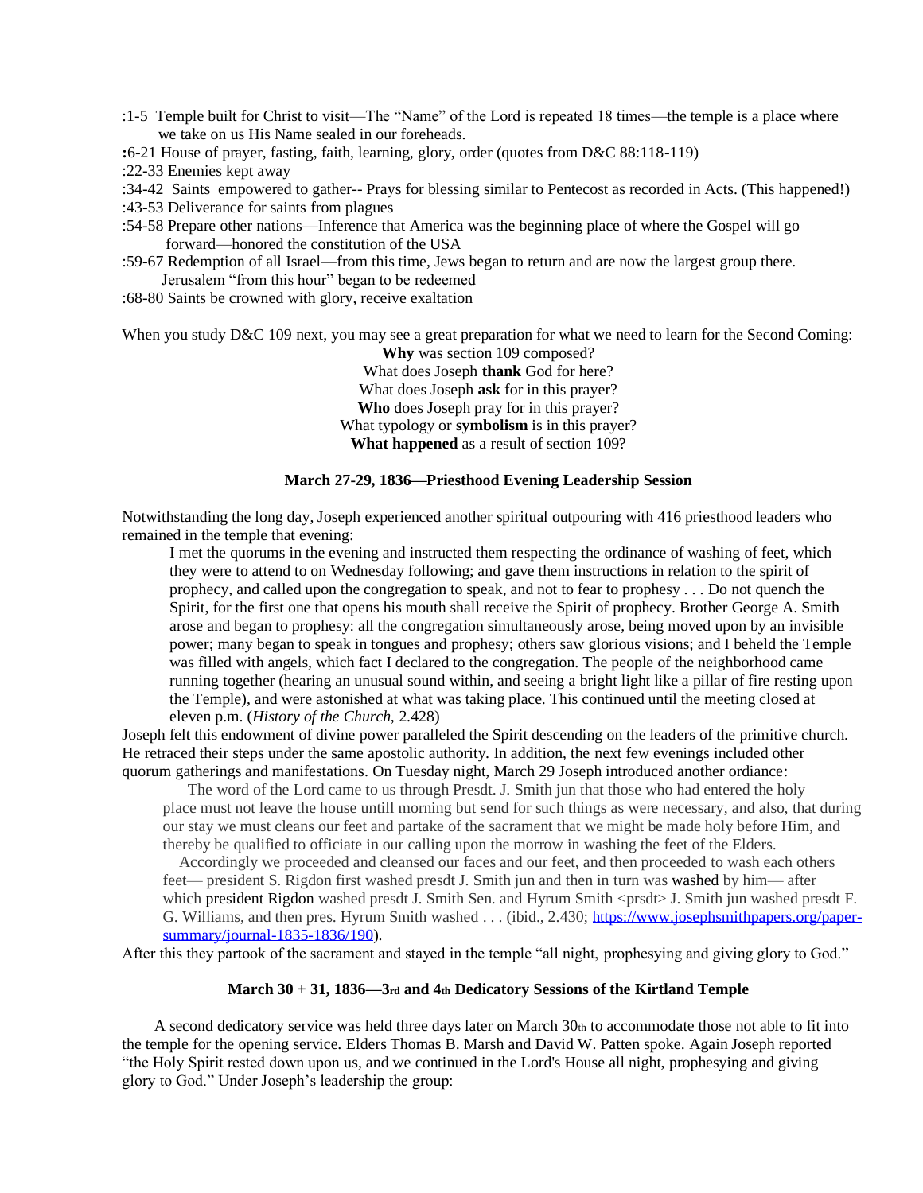:1-5 Temple built for Christ to visit—The "Name" of the Lord is repeated 18 times—the temple is a place where we take on us His Name sealed in our foreheads.

**:**6-21 House of prayer, fasting, faith, learning, glory, order (quotes from D&C 88:118-119)

:22-33 Enemies kept away

:34-42 Saints empowered to gather-- Prays for blessing similar to Pentecost as recorded in Acts. (This happened!)

:43-53 Deliverance for saints from plagues

:54-58 Prepare other nations—Inference that America was the beginning place of where the Gospel will go forward—honored the constitution of the USA

:59-67 Redemption of all Israel—from this time, Jews began to return and are now the largest group there. Jerusalem "from this hour" began to be redeemed

:68-80 Saints be crowned with glory, receive exaltation

When you study D&C 109 next, you may see a great preparation for what we need to learn for the Second Coming:

**Why** was section 109 composed?
What does Joseph **thank** God for here?
What does Joseph **ask** for in this prayer?
**Who** does Joseph pray for in this prayer?
What typology or **symbolism** is in this prayer?
**What happened** as a result of section 109?

### March 27-29, 1836—Priesthood Evening Leadership Session

Notwithstanding the long day, Joseph experienced another spiritual outpouring with 416 priesthood leaders who remained in the temple that evening:

> I met the quorums in the evening and instructed them respecting the ordinance of washing of feet, which they were to attend to on Wednesday following; and gave them instructions in relation to the spirit of prophecy, and called upon the congregation to speak, and not to fear to prophesy . . . Do not quench the Spirit, for the first one that opens his mouth shall receive the Spirit of prophecy. Brother George A. Smith arose and began to prophesy: all the congregation simultaneously arose, being moved upon by an invisible power; many began to speak in tongues and prophesy; others saw glorious visions; and I beheld the Temple was filled with angels, which fact I declared to the congregation. The people of the neighborhood came running together (hearing an unusual sound within, and seeing a bright light like a pillar of fire resting upon the Temple), and were astonished at what was taking place. This continued until the meeting closed at eleven p.m. (*History of the Church,* 2.428)

Joseph felt this endowment of divine power paralleled the Spirit descending on the leaders of the primitive church. He retraced their steps under the same apostolic authority. In addition, the next few evenings included other quorum gatherings and manifestations. On Tuesday night, March 29 Joseph introduced another ordiance:

> The word of the Lord came to us through Presdt. J. Smith jun that those who had entered the holy place must not leave the house untill morning but send for such things as were necessary, and also, that during our stay we must cleans our feet and partake of the sacrament that we might be made holy before Him, and thereby be qualified to officiate in our calling upon the morrow in washing the feet of the Elders.
>
> Accordingly we proceeded and cleansed our faces and our feet, and then proceeded to wash each others feet— president S. Rigdon first washed presdt J. Smith jun and then in turn was washed by him— after which president Rigdon washed presdt J. Smith Sen. and Hyrum Smith <prsdt> J. Smith jun washed presdt F. G. Williams, and then pres. Hyrum Smith washed . . . (ibid., 2.430; [https://www.josephsmithpapers.org/paper-summary/journal-1835-1836/190](https://www.josephsmithpapers.org/paper-summary/journal-1835-1836/190)).

After this they partook of the sacrament and stayed in the temple "all night, prophesying and giving glory to God."

### March 30 + 31, 1836—3rd and 4th Dedicatory Sessions of the Kirtland Temple

A second dedicatory service was held three days later on March 30th to accommodate those not able to fit into the temple for the opening service. Elders Thomas B. Marsh and David W. Patten spoke. Again Joseph reported "the Holy Spirit rested down upon us, and we continued in the Lord's House all night, prophesying and giving glory to God." Under Joseph's leadership the group: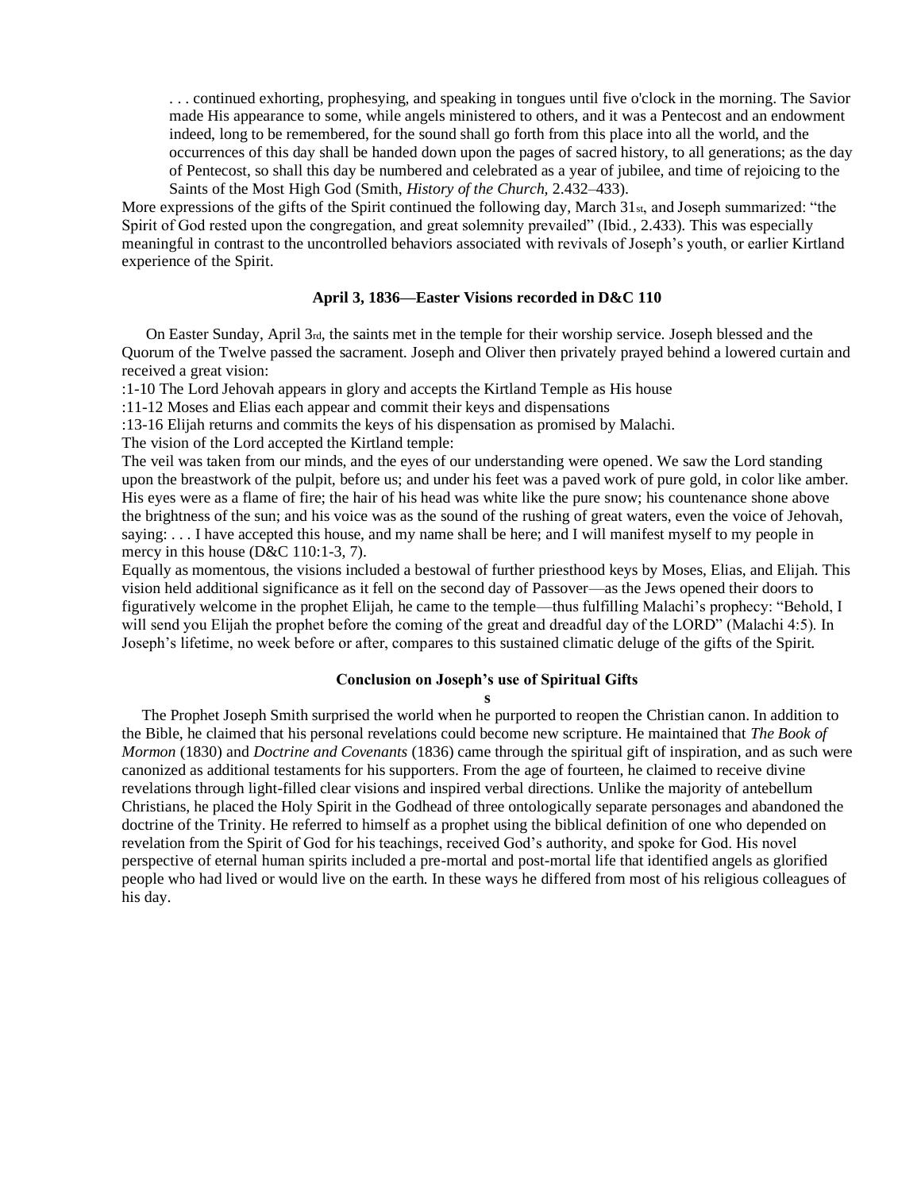> . . . continued exhorting, prophesying, and speaking in tongues until five o'clock in the morning. The Savior made His appearance to some, while angels ministered to others, and it was a Pentecost and an endowment indeed, long to be remembered, for the sound shall go forth from this place into all the world, and the occurrences of this day shall be handed down upon the pages of sacred history, to all generations; as the day of Pentecost, so shall this day be numbered and celebrated as a year of jubilee, and time of rejoicing to the Saints of the Most High God (Smith, *History of the Church,* 2.432–433).

More expressions of the gifts of the Spirit continued the following day, March 31st, and Joseph summarized: "the Spirit of God rested upon the congregation, and great solemnity prevailed" (Ibid., 2.433). This was especially meaningful in contrast to the uncontrolled behaviors associated with revivals of Joseph's youth, or earlier Kirtland experience of the Spirit.

### April 3, 1836—Easter Visions recorded in D&C 110

On Easter Sunday, April 3rd, the saints met in the temple for their worship service. Joseph blessed and the Quorum of the Twelve passed the sacrament. Joseph and Oliver then privately prayed behind a lowered curtain and received a great vision:

:1-10 The Lord Jehovah appears in glory and accepts the Kirtland Temple as His house

:11-12 Moses and Elias each appear and commit their keys and dispensations

:13-16 Elijah returns and commits the keys of his dispensation as promised by Malachi.

The vision of the Lord accepted the Kirtland temple:

The veil was taken from our minds, and the eyes of our understanding were opened. We saw the Lord standing upon the breastwork of the pulpit, before us; and under his feet was a paved work of pure gold, in color like amber. His eyes were as a flame of fire; the hair of his head was white like the pure snow; his countenance shone above the brightness of the sun; and his voice was as the sound of the rushing of great waters, even the voice of Jehovah, saying: . . . I have accepted this house, and my name shall be here; and I will manifest myself to my people in mercy in this house (D&C 110:1-3, 7).

Equally as momentous, the visions included a bestowal of further priesthood keys by Moses, Elias, and Elijah. This vision held additional significance as it fell on the second day of Passover—as the Jews opened their doors to figuratively welcome in the prophet Elijah, he came to the temple—thus fulfilling Malachi's prophecy: "Behold, I will send you Elijah the prophet before the coming of the great and dreadful day of the LORD" (Malachi 4:5). In Joseph's lifetime, no week before or after, compares to this sustained climatic deluge of the gifts of the Spirit.

### Conclusion on Joseph's use of Spiritual Gifts
**s**

The Prophet Joseph Smith surprised the world when he purported to reopen the Christian canon. In addition to the Bible, he claimed that his personal revelations could become new scripture. He maintained that *The Book of Mormon* (1830) and *Doctrine and Covenants* (1836) came through the spiritual gift of inspiration, and as such were canonized as additional testaments for his supporters. From the age of fourteen, he claimed to receive divine revelations through light-filled clear visions and inspired verbal directions. Unlike the majority of antebellum Christians, he placed the Holy Spirit in the Godhead of three ontologically separate personages and abandoned the doctrine of the Trinity. He referred to himself as a prophet using the biblical definition of one who depended on revelation from the Spirit of God for his teachings, received God's authority, and spoke for God. His novel perspective of eternal human spirits included a pre-mortal and post-mortal life that identified angels as glorified people who had lived or would live on the earth. In these ways he differed from most of his religious colleagues of his day.